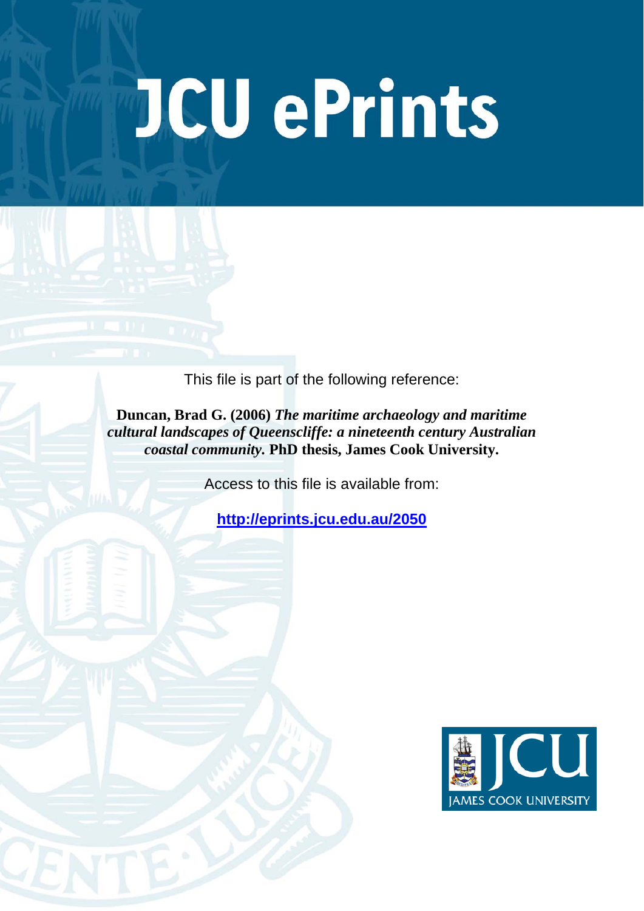# JCU ePrints

This file is part of the following reference:

**Duncan, Brad G. (2006)** ***The maritime archaeology and maritime cultural landscapes of Queenscliffe: a nineteenth century Australian coastal community.*** **PhD thesis, James Cook University.**

Access to this file is available from:

**http://eprints.jcu.edu.au/2050**

JCU JAMES COOK UNIVERSITY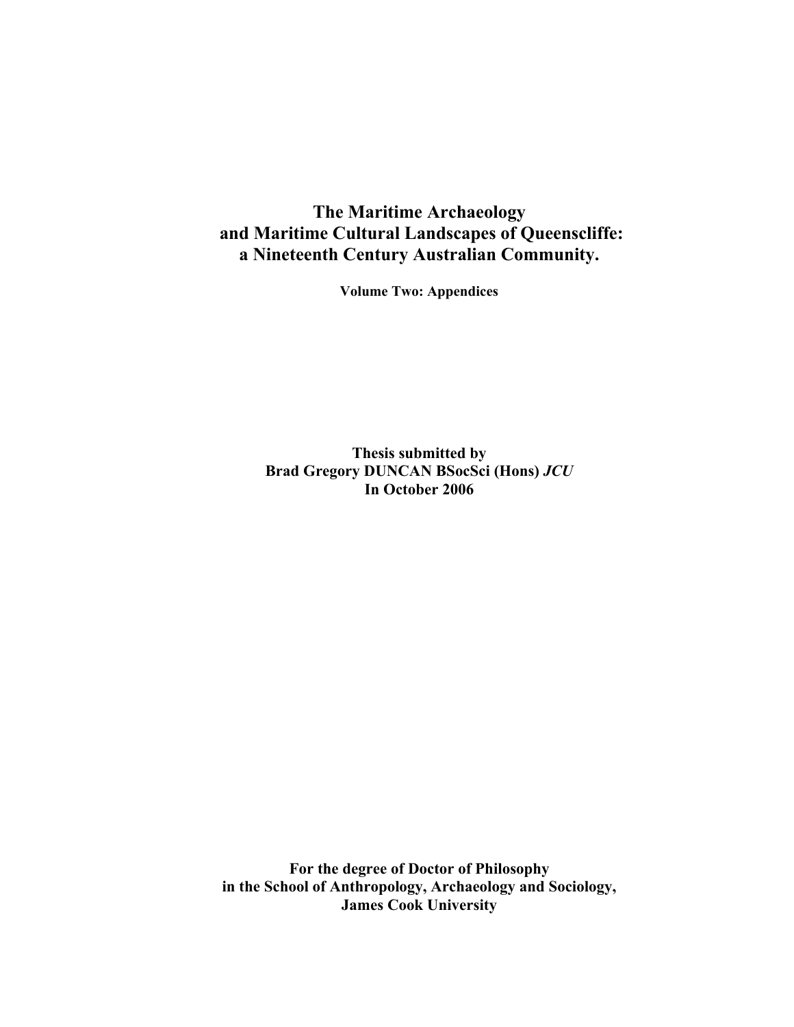# The Maritime Archaeology and Maritime Cultural Landscapes of Queenscliffe: a Nineteenth Century Australian Community.

**Volume Two: Appendices**

**Thesis submitted by**
**Brad Gregory DUNCAN BSocSci (Hons) *JCU***
**In October 2006**

**For the degree of Doctor of Philosophy**
**in the School of Anthropology, Archaeology and Sociology,**
**James Cook University**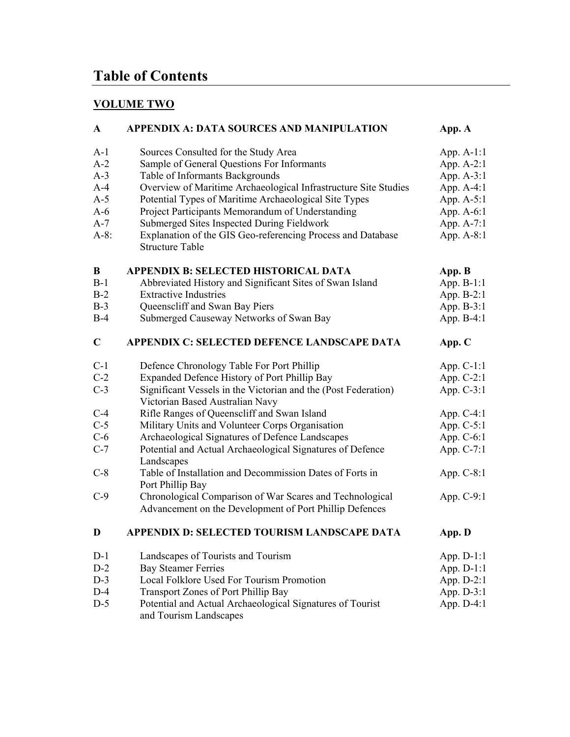# Table of Contents

## VOLUME TWO

| | | |
|---|---|---|
| **A** | **APPENDIX A: DATA SOURCES AND MANIPULATION** | **App. A** |
| A-1 | Sources Consulted for the Study Area | App. A-1:1 |
| A-2 | Sample of General Questions For Informants | App. A-2:1 |
| A-3 | Table of Informants Backgrounds | App. A-3:1 |
| A-4 | Overview of Maritime Archaeological Infrastructure Site Studies | App. A-4:1 |
| A-5 | Potential Types of Maritime Archaeological Site Types | App. A-5:1 |
| A-6 | Project Participants Memorandum of Understanding | App. A-6:1 |
| A-7 | Submerged Sites Inspected During Fieldwork | App. A-7:1 |
| A-8: | Explanation of the GIS Geo-referencing Process and Database Structure Table | App. A-8:1 |
| **B** | **APPENDIX B: SELECTED HISTORICAL DATA** | **App. B** |
| B-1 | Abbreviated History and Significant Sites of Swan Island | App. B-1:1 |
| B-2 | Extractive Industries | App. B-2:1 |
| B-3 | Queenscliff and Swan Bay Piers | App. B-3:1 |
| B-4 | Submerged Causeway Networks of Swan Bay | App. B-4:1 |
| **C** | **APPENDIX C: SELECTED DEFENCE LANDSCAPE DATA** | **App. C** |
| C-1 | Defence Chronology Table For Port Phillip | App. C-1:1 |
| C-2 | Expanded Defence History of Port Phillip Bay | App. C-2:1 |
| C-3 | Significant Vessels in the Victorian and the (Post Federation) Victorian Based Australian Navy | App. C-3:1 |
| C-4 | Rifle Ranges of Queenscliff and Swan Island | App. C-4:1 |
| C-5 | Military Units and Volunteer Corps Organisation | App. C-5:1 |
| C-6 | Archaeological Signatures of Defence Landscapes | App. C-6:1 |
| C-7 | Potential and Actual Archaeological Signatures of Defence Landscapes | App. C-7:1 |
| C-8 | Table of Installation and Decommission Dates of Forts in Port Phillip Bay | App. C-8:1 |
| C-9 | Chronological Comparison of War Scares and Technological Advancement on the Development of Port Phillip Defences | App. C-9:1 |
| **D** | **APPENDIX D: SELECTED TOURISM LANDSCAPE DATA** | **App. D** |
| D-1 | Landscapes of Tourists and Tourism | App. D-1:1 |
| D-2 | Bay Steamer Ferries | App. D-1:1 |
| D-3 | Local Folklore Used For Tourism Promotion | App. D-2:1 |
| D-4 | Transport Zones of Port Phillip Bay | App. D-3:1 |
| D-5 | Potential and Actual Archaeological Signatures of Tourist and Tourism Landscapes | App. D-4:1 |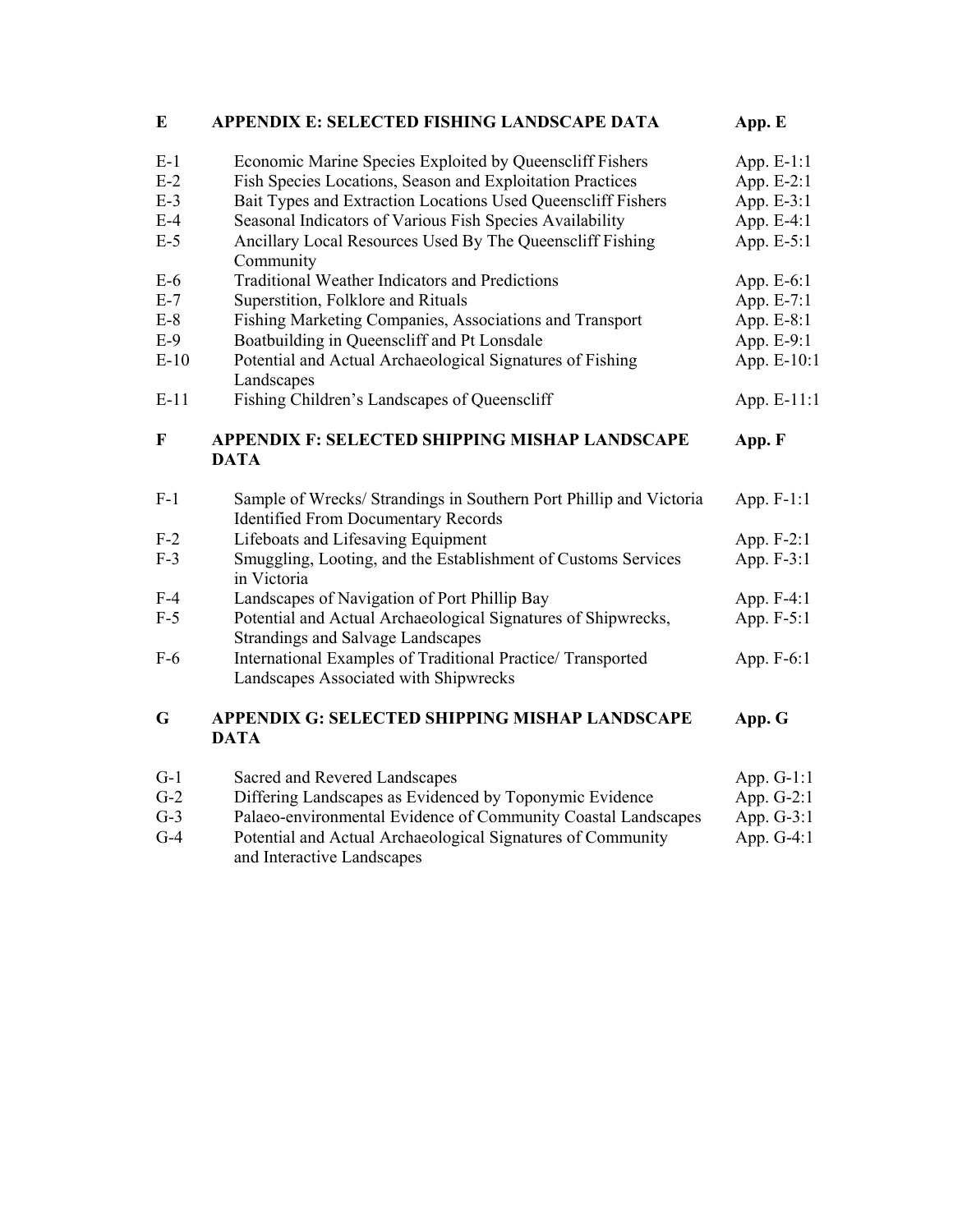| | | |
|---|---|---|
| **E** | **APPENDIX E: SELECTED FISHING LANDSCAPE DATA** | **App. E** |
| E-1 | Economic Marine Species Exploited by Queenscliff Fishers | App. E-1:1 |
| E-2 | Fish Species Locations, Season and Exploitation Practices | App. E-2:1 |
| E-3 | Bait Types and Extraction Locations Used Queenscliff Fishers | App. E-3:1 |
| E-4 | Seasonal Indicators of Various Fish Species Availability | App. E-4:1 |
| E-5 | Ancillary Local Resources Used By The Queenscliff Fishing Community | App. E-5:1 |
| E-6 | Traditional Weather Indicators and Predictions | App. E-6:1 |
| E-7 | Superstition, Folklore and Rituals | App. E-7:1 |
| E-8 | Fishing Marketing Companies, Associations and Transport | App. E-8:1 |
| E-9 | Boatbuilding in Queenscliff and Pt Lonsdale | App. E-9:1 |
| E-10 | Potential and Actual Archaeological Signatures of Fishing Landscapes | App. E-10:1 |
| E-11 | Fishing Children's Landscapes of Queenscliff | App. E-11:1 |
| **F** | **APPENDIX F: SELECTED SHIPPING MISHAP LANDSCAPE DATA** | **App. F** |
| F-1 | Sample of Wrecks/ Strandings in Southern Port Phillip and Victoria Identified From Documentary Records | App. F-1:1 |
| F-2 | Lifeboats and Lifesaving Equipment | App. F-2:1 |
| F-3 | Smuggling, Looting, and the Establishment of Customs Services in Victoria | App. F-3:1 |
| F-4 | Landscapes of Navigation of Port Phillip Bay | App. F-4:1 |
| F-5 | Potential and Actual Archaeological Signatures of Shipwrecks, Strandings and Salvage Landscapes | App. F-5:1 |
| F-6 | International Examples of Traditional Practice/ Transported Landscapes Associated with Shipwrecks | App. F-6:1 |
| **G** | **APPENDIX G: SELECTED SHIPPING MISHAP LANDSCAPE DATA** | **App. G** |
| G-1 | Sacred and Revered Landscapes | App. G-1:1 |
| G-2 | Differing Landscapes as Evidenced by Toponymic Evidence | App. G-2:1 |
| G-3 | Palaeo-environmental Evidence of Community Coastal Landscapes | App. G-3:1 |
| G-4 | Potential and Actual Archaeological Signatures of Community and Interactive Landscapes | App. G-4:1 |